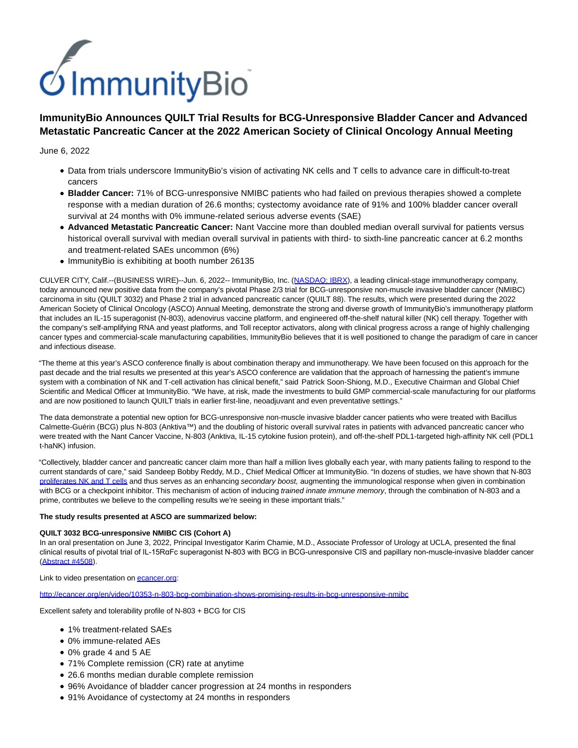# ImmunityBio Announces QUILT Trial Results for BCG-Unresponsive Bladder Cancer and Advanced Metastatic Pancreatic Cancer at the 2022 American Society of Clinical Oncology Annual Meeting

June 6, 2022

- Data from trials underscore ImmunityBio's vision of activating NK cells and T cells to advance care in difficult-to-treat cancers
- **Bladder Cancer:** 71% of BCG-unresponsive NMIBC patients who had failed on previous therapies showed a complete response with a median duration of 26.6 months; cystectomy avoidance rate of 91% and 100% bladder cancer overall survival at 24 months with 0% immune-related serious adverse events (SAE)
- **Advanced Metastatic Pancreatic Cancer:** Nant Vaccine more than doubled median overall survival for patients versus historical overall survival with median overall survival in patients with third- to sixth-line pancreatic cancer at 6.2 months and treatment-related SAEs uncommon (6%)
- ImmunityBio is exhibiting at booth number 26135

CULVER CITY, Calif.--(BUSINESS WIRE)--Jun. 6, 2022-- ImmunityBio, Inc. (NASDAQ: IBRX), a leading clinical-stage immunotherapy company, today announced new positive data from the company's pivotal Phase 2/3 trial for BCG-unresponsive non-muscle invasive bladder cancer (NMIBC) carcinoma in situ (QUILT 3032) and Phase 2 trial in advanced pancreatic cancer (QUILT 88). The results, which were presented during the 2022 American Society of Clinical Oncology (ASCO) Annual Meeting, demonstrate the strong and diverse growth of ImmunityBio's immunotherapy platform that includes an IL-15 superagonist (N-803), adenovirus vaccine platform, and engineered off-the-shelf natural killer (NK) cell therapy. Together with the company's self-amplifying RNA and yeast platforms, and Toll receptor activators, along with clinical progress across a range of highly challenging cancer types and commercial-scale manufacturing capabilities, ImmunityBio believes that it is well positioned to change the paradigm of care in cancer and infectious disease.

"The theme at this year's ASCO conference finally is about combination therapy and immunotherapy. We have been focused on this approach for the past decade and the trial results we presented at this year's ASCO conference are validation that the approach of harnessing the patient's immune system with a combination of NK and T-cell activation has clinical benefit," said Patrick Soon-Shiong, M.D., Executive Chairman and Global Chief Scientific and Medical Officer at ImmunityBio. "We have, at risk, made the investments to build GMP commercial-scale manufacturing for our platforms and are now positioned to launch QUILT trials in earlier first-line, neoadjuvant and even preventative settings."

The data demonstrate a potential new option for BCG-unresponsive non-muscle invasive bladder cancer patients who were treated with Bacillus Calmette-Guérin (BCG) plus N-803 (Anktiva™) and the doubling of historic overall survival rates in patients with advanced pancreatic cancer who were treated with the Nant Cancer Vaccine, N-803 (Anktiva, IL-15 cytokine fusion protein), and off-the-shelf PDL1-targeted high-affinity NK cell (PDL1 t-haNK) infusion.

"Collectively, bladder cancer and pancreatic cancer claim more than half a million lives globally each year, with many patients failing to respond to the current standards of care," said Sandeep Bobby Reddy, M.D., Chief Medical Officer at ImmunityBio. "In dozens of studies, we have shown that N-803 proliferates NK and T cells and thus serves as an enhancing *secondary boost,* augmenting the immunological response when given in combination with BCG or a checkpoint inhibitor. This mechanism of action of inducing *trained innate immune memory*, through the combination of N-803 and a prime, contributes we believe to the compelling results we're seeing in these important trials."

**The study results presented at ASCO are summarized below:**

**QUILT 3032 BCG-unresponsive NMIBC CIS (Cohort A)**

In an oral presentation on June 3, 2022, Principal Investigator Karim Chamie, M.D., Associate Professor of Urology at UCLA, presented the final clinical results of pivotal trial of IL-15RαFc superagonist N-803 with BCG in BCG-unresponsive CIS and papillary non-muscle-invasive bladder cancer (Abstract #4508).

Link to video presentation on ecancer.org:

http://ecancer.org/en/video/10353-n-803-bcg-combination-shows-promising-results-in-bcg-unresponsive-nmibc

Excellent safety and tolerability profile of N-803 + BCG for CIS

- 1% treatment-related SAEs
- 0% immune-related AEs
- 0% grade 4 and 5 AE
- 71% Complete remission (CR) rate at anytime
- 26.6 months median durable complete remission
- 96% Avoidance of bladder cancer progression at 24 months in responders
- 91% Avoidance of cystectomy at 24 months in responders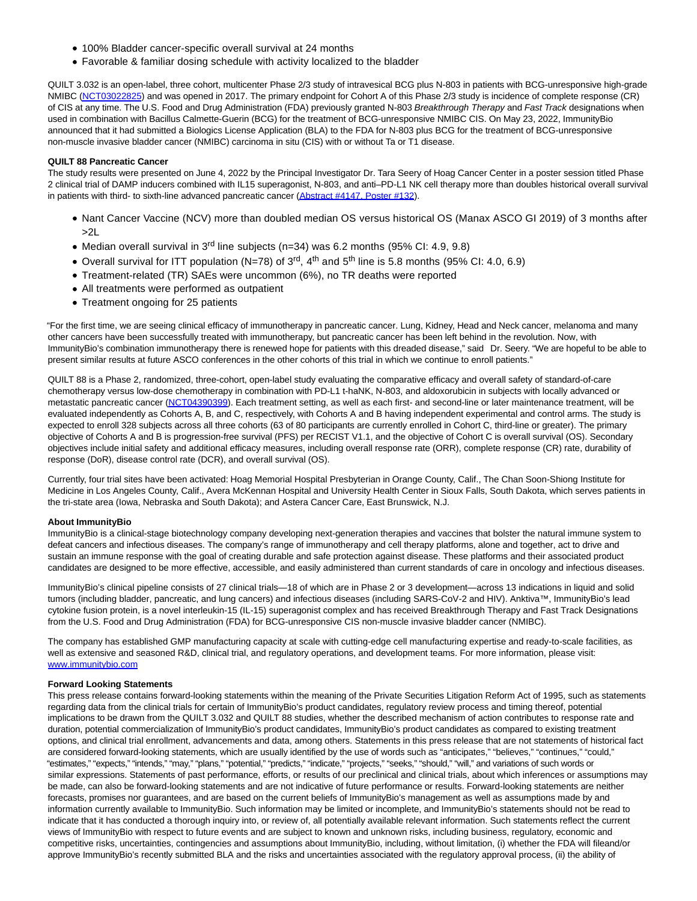- 100% Bladder cancer-specific overall survival at 24 months
- Favorable & familiar dosing schedule with activity localized to the bladder

QUILT 3.032 is an open-label, three cohort, multicenter Phase 2/3 study of intravesical BCG plus N-803 in patients with BCG-unresponsive high-grade NMIBC (NCT03022825) and was opened in 2017. The primary endpoint for Cohort A of this Phase 2/3 study is incidence of complete response (CR) of CIS at any time. The U.S. Food and Drug Administration (FDA) previously granted N-803 *Breakthrough Therapy* and *Fast Track* designations when used in combination with Bacillus Calmette-Guerin (BCG) for the treatment of BCG-unresponsive NMIBC CIS. On May 23, 2022, ImmunityBio announced that it had submitted a Biologics License Application (BLA) to the FDA for N-803 plus BCG for the treatment of BCG-unresponsive non-muscle invasive bladder cancer (NMIBC) carcinoma in situ (CIS) with or without Ta or T1 disease.

**QUILT 88 Pancreatic Cancer**

The study results were presented on June 4, 2022 by the Principal Investigator Dr. Tara Seery of Hoag Cancer Center in a poster session titled Phase 2 clinical trial of DAMP inducers combined with IL15 superagonist, N-803, and anti–PD-L1 NK cell therapy more than doubles historical overall survival in patients with third- to sixth-line advanced pancreatic cancer (Abstract #4147, Poster #132).

- Nant Cancer Vaccine (NCV) more than doubled median OS versus historical OS (Manax ASCO GI 2019) of 3 months after >2L
- Median overall survival in 3rd line subjects (n=34) was 6.2 months (95% CI: 4.9, 9.8)
- Overall survival for ITT population (N=78) of 3rd, 4th and 5th line is 5.8 months (95% CI: 4.0, 6.9)
- Treatment-related (TR) SAEs were uncommon (6%), no TR deaths were reported
- All treatments were performed as outpatient
- Treatment ongoing for 25 patients

"For the first time, we are seeing clinical efficacy of immunotherapy in pancreatic cancer. Lung, Kidney, Head and Neck cancer, melanoma and many other cancers have been successfully treated with immunotherapy, but pancreatic cancer has been left behind in the revolution. Now, with ImmunityBio's combination immunotherapy there is renewed hope for patients with this dreaded disease," said Dr. Seery. "We are hopeful to be able to present similar results at future ASCO conferences in the other cohorts of this trial in which we continue to enroll patients."

QUILT 88 is a Phase 2, randomized, three-cohort, open-label study evaluating the comparative efficacy and overall safety of standard-of-care chemotherapy versus low-dose chemotherapy in combination with PD-L1 t-haNK, N-803, and aldoxorubicin in subjects with locally advanced or metastatic pancreatic cancer (NCT04390399). Each treatment setting, as well as each first- and second-line or later maintenance treatment, will be evaluated independently as Cohorts A, B, and C, respectively, with Cohorts A and B having independent experimental and control arms. The study is expected to enroll 328 subjects across all three cohorts (63 of 80 participants are currently enrolled in Cohort C, third-line or greater). The primary objective of Cohorts A and B is progression-free survival (PFS) per RECIST V1.1, and the objective of Cohort C is overall survival (OS). Secondary objectives include initial safety and additional efficacy measures, including overall response rate (ORR), complete response (CR) rate, durability of response (DoR), disease control rate (DCR), and overall survival (OS).

Currently, four trial sites have been activated: Hoag Memorial Hospital Presbyterian in Orange County, Calif., The Chan Soon-Shiong Institute for Medicine in Los Angeles County, Calif., Avera McKennan Hospital and University Health Center in Sioux Falls, South Dakota, which serves patients in the tri-state area (Iowa, Nebraska and South Dakota); and Astera Cancer Care, East Brunswick, N.J.

**About ImmunityBio**

ImmunityBio is a clinical-stage biotechnology company developing next-generation therapies and vaccines that bolster the natural immune system to defeat cancers and infectious diseases. The company's range of immunotherapy and cell therapy platforms, alone and together, act to drive and sustain an immune response with the goal of creating durable and safe protection against disease. These platforms and their associated product candidates are designed to be more effective, accessible, and easily administered than current standards of care in oncology and infectious diseases.

ImmunityBio's clinical pipeline consists of 27 clinical trials—18 of which are in Phase 2 or 3 development—across 13 indications in liquid and solid tumors (including bladder, pancreatic, and lung cancers) and infectious diseases (including SARS-CoV-2 and HIV). Anktiva™, ImmunityBio's lead cytokine fusion protein, is a novel interleukin-15 (IL-15) superagonist complex and has received Breakthrough Therapy and Fast Track Designations from the U.S. Food and Drug Administration (FDA) for BCG-unresponsive CIS non-muscle invasive bladder cancer (NMIBC).

The company has established GMP manufacturing capacity at scale with cutting-edge cell manufacturing expertise and ready-to-scale facilities, as well as extensive and seasoned R&D, clinical trial, and regulatory operations, and development teams. For more information, please visit: www.immunitybio.com

**Forward Looking Statements**

This press release contains forward-looking statements within the meaning of the Private Securities Litigation Reform Act of 1995, such as statements regarding data from the clinical trials for certain of ImmunityBio's product candidates, regulatory review process and timing thereof, potential implications to be drawn from the QUILT 3.032 and QUILT 88 studies, whether the described mechanism of action contributes to response rate and duration, potential commercialization of ImmunityBio's product candidates, ImmunityBio's product candidates as compared to existing treatment options, and clinical trial enrollment, advancements and data, among others. Statements in this press release that are not statements of historical fact are considered forward-looking statements, which are usually identified by the use of words such as "anticipates," "believes," "continues," "could," "estimates," "expects," "intends," "may," "plans," "potential," "predicts," "indicate," "projects," "seeks," "should," "will," and variations of such words or similar expressions. Statements of past performance, efforts, or results of our preclinical and clinical trials, about which inferences or assumptions may be made, can also be forward-looking statements and are not indicative of future performance or results. Forward-looking statements are neither forecasts, promises nor guarantees, and are based on the current beliefs of ImmunityBio's management as well as assumptions made by and information currently available to ImmunityBio. Such information may be limited or incomplete, and ImmunityBio's statements should not be read to indicate that it has conducted a thorough inquiry into, or review of, all potentially available relevant information. Such statements reflect the current views of ImmunityBio with respect to future events and are subject to known and unknown risks, including business, regulatory, economic and competitive risks, uncertainties, contingencies and assumptions about ImmunityBio, including, without limitation, (i) whether the FDA will fileand/or approve ImmunityBio's recently submitted BLA and the risks and uncertainties associated with the regulatory approval process, (ii) the ability of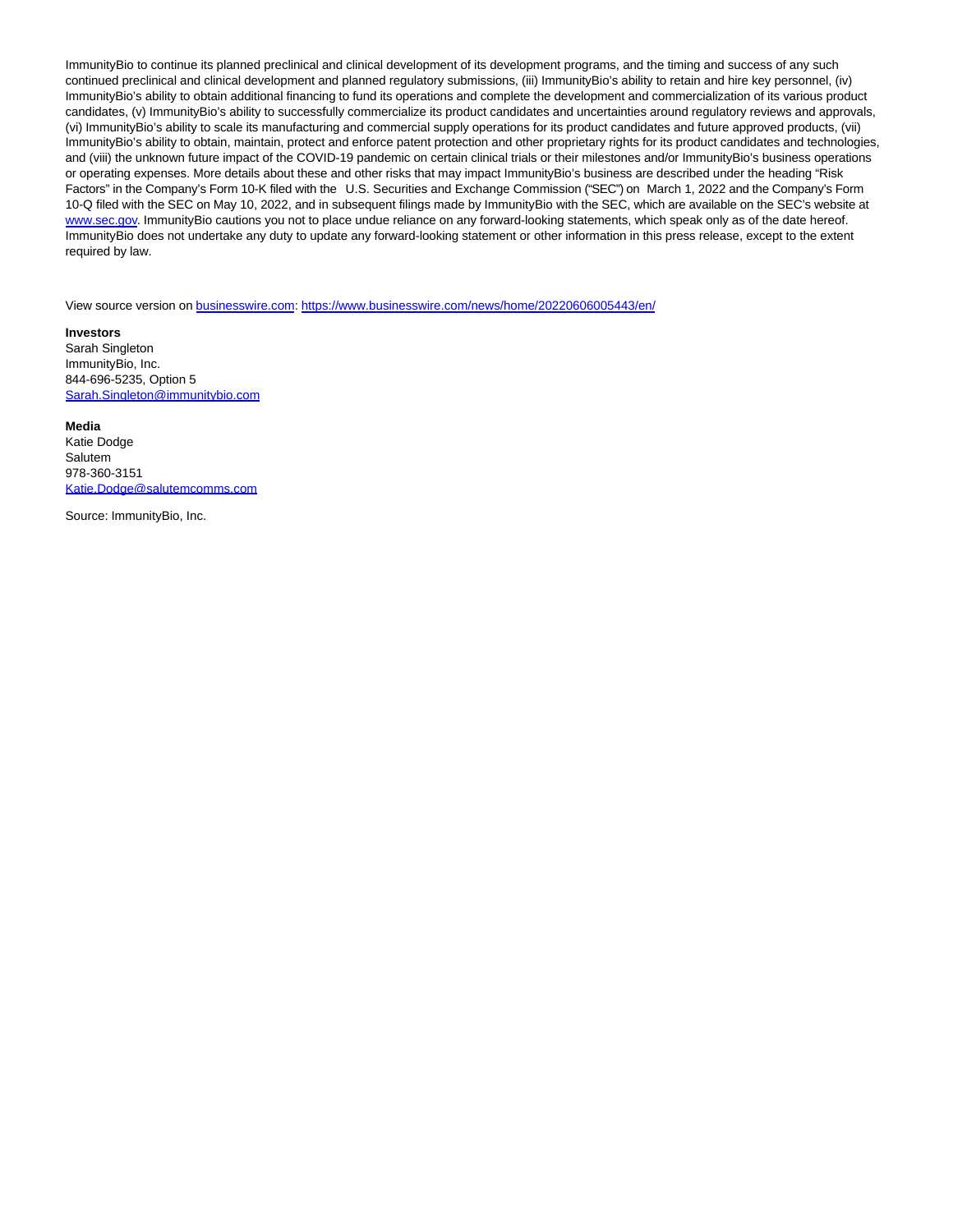ImmunityBio to continue its planned preclinical and clinical development of its development programs, and the timing and success of any such continued preclinical and clinical development and planned regulatory submissions, (iii) ImmunityBio's ability to retain and hire key personnel, (iv) ImmunityBio's ability to obtain additional financing to fund its operations and complete the development and commercialization of its various product candidates, (v) ImmunityBio's ability to successfully commercialize its product candidates and uncertainties around regulatory reviews and approvals, (vi) ImmunityBio's ability to scale its manufacturing and commercial supply operations for its product candidates and future approved products, (vii) ImmunityBio's ability to obtain, maintain, protect and enforce patent protection and other proprietary rights for its product candidates and technologies, and (viii) the unknown future impact of the COVID-19 pandemic on certain clinical trials or their milestones and/or ImmunityBio's business operations or operating expenses. More details about these and other risks that may impact ImmunityBio's business are described under the heading "Risk Factors" in the Company's Form 10-K filed with the U.S. Securities and Exchange Commission ("SEC") on March 1, 2022 and the Company's Form 10-Q filed with the SEC on May 10, 2022, and in subsequent filings made by ImmunityBio with the SEC, which are available on the SEC's website at www.sec.gov. ImmunityBio cautions you not to place undue reliance on any forward-looking statements, which speak only as of the date hereof. ImmunityBio does not undertake any duty to update any forward-looking statement or other information in this press release, except to the extent required by law.

View source version on businesswire.com: https://www.businesswire.com/news/home/20220606005443/en/

**Investors**
Sarah Singleton
ImmunityBio, Inc.
844-696-5235, Option 5
Sarah.Singleton@immunitybio.com

**Media**
Katie Dodge
Salutem
978-360-3151
Katie.Dodge@salutemcomms.com

Source: ImmunityBio, Inc.